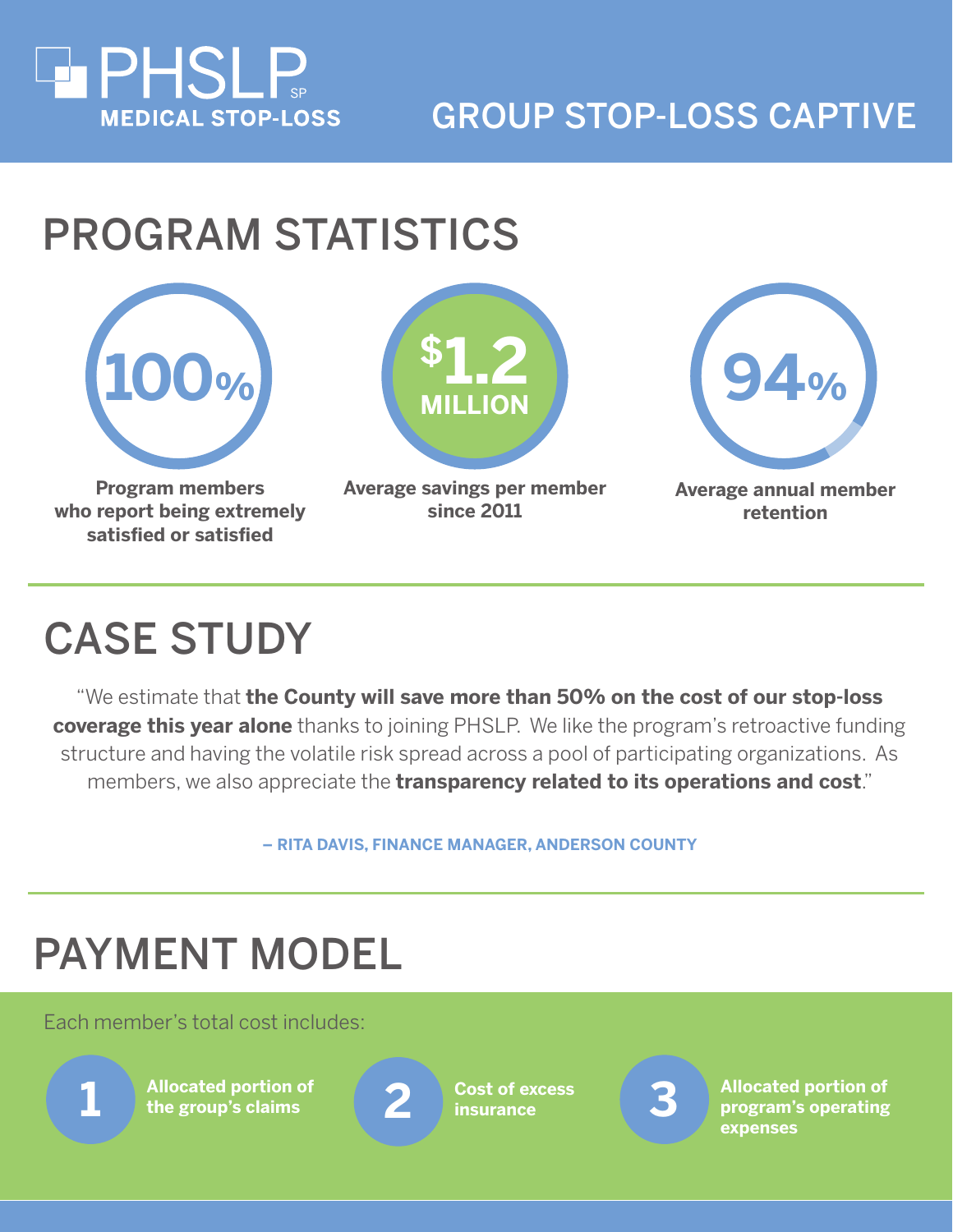PHSLP SP

MEDICAL STOP-LOSS

# GROUP STOP-LOSS CAPTIVE

## PROGRAM STATISTICS

**100%**

**Program members who report being extremely satisfied or satisfied**

**$1.2 MILLION**

**Average savings per member since 2011**

**94%**

**Average annual member retention**

## CASE STUDY

"We estimate that **the County will save more than 50% on the cost of our stop-loss coverage this year alone** thanks to joining PHSLP. We like the program's retroactive funding structure and having the volatile risk spread across a pool of participating organizations. As members, we also appreciate the **transparency related to its operations and cost**."

**– RITA DAVIS, FINANCE MANAGER, ANDERSON COUNTY**

## PAYMENT MODEL

Each member's total cost includes:

1. **Allocated portion of the group's claims**
2. **Cost of excess insurance**
3. **Allocated portion of program's operating expenses**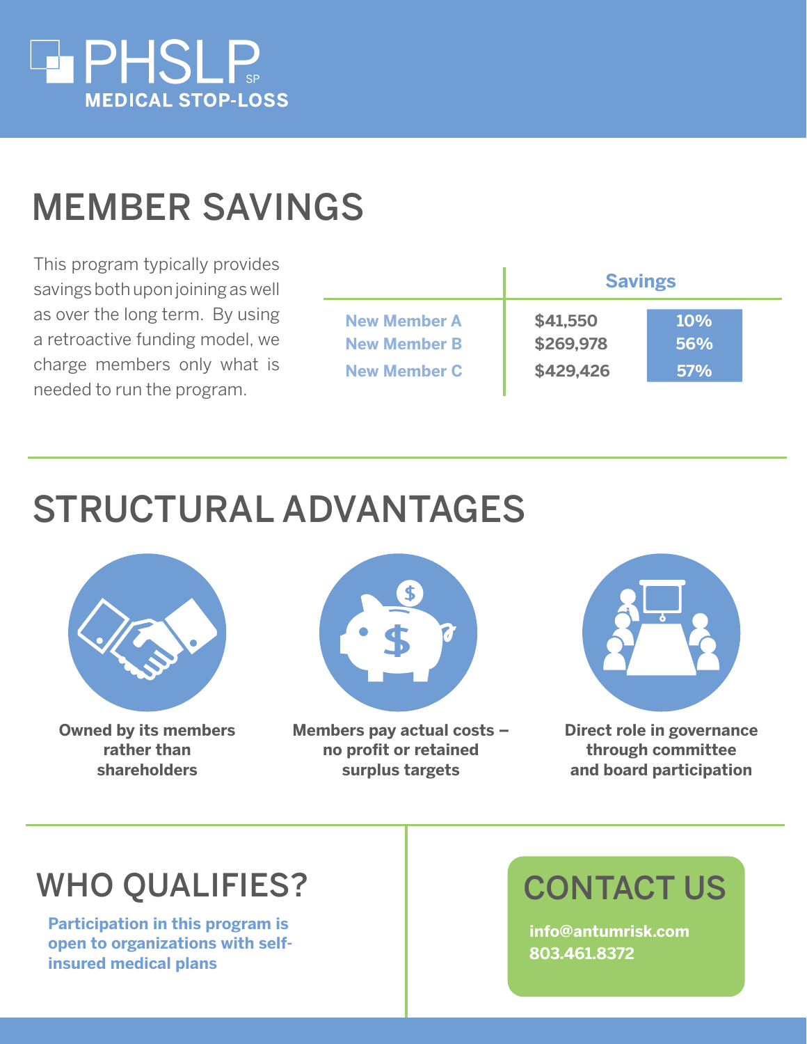PHSLP SP

**MEDICAL STOP-LOSS**

# MEMBER SAVINGS

This program typically provides savings both upon joining as well as over the long term. By using a retroactive funding model, we charge members only what is needed to run the program.

| | Savings | |
|---|---|---|
| New Member A | $41,550 | 10% |
| New Member B | $269,978 | 56% |
| New Member C | $429,426 | 57% |

# STRUCTURAL ADVANTAGES

**Owned by its members rather than shareholders**

**Members pay actual costs – no profit or retained surplus targets**

**Direct role in governance through committee and board participation**

# WHO QUALIFIES?

**Participation in this program is open to organizations with self-insured medical plans**

# CONTACT US

**info@antumrisk.com**
**803.461.8372**